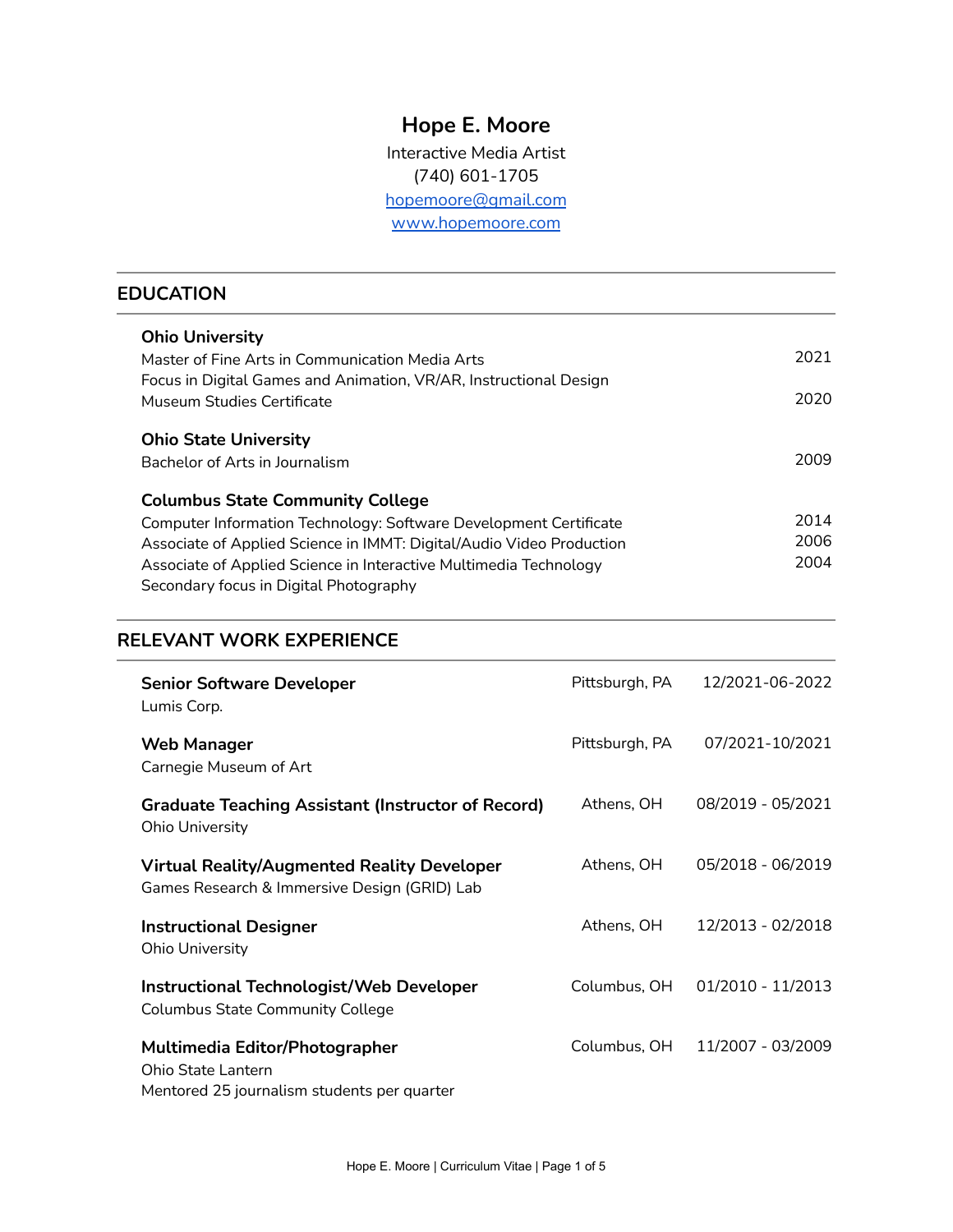# Hope E. Moore

Interactive Media Artist
(740) 601-1705
hopemoore@gmail.com
www.hopemoore.com

## EDUCATION

**Ohio University**
Master of Fine Arts in Communication Media Arts — 2021
Focus in Digital Games and Animation, VR/AR, Instructional Design
Museum Studies Certificate — 2020

**Ohio State University**
Bachelor of Arts in Journalism — 2009

**Columbus State Community College**
Computer Information Technology: Software Development Certificate — 2014
Associate of Applied Science in IMMT: Digital/Audio Video Production — 2006
Associate of Applied Science in Interactive Multimedia Technology — 2004
Secondary focus in Digital Photography

## RELEVANT WORK EXPERIENCE

**Senior Software Developer** — Pittsburgh, PA — 12/2021-06-2022
Lumis Corp.

**Web Manager** — Pittsburgh, PA — 07/2021-10/2021
Carnegie Museum of Art

**Graduate Teaching Assistant (Instructor of Record)** — Athens, OH — 08/2019 - 05/2021
Ohio University

**Virtual Reality/Augmented Reality Developer** — Athens, OH — 05/2018 - 06/2019
Games Research & Immersive Design (GRID) Lab

**Instructional Designer** — Athens, OH — 12/2013 - 02/2018
Ohio University

**Instructional Technologist/Web Developer** — Columbus, OH — 01/2010 - 11/2013
Columbus State Community College

**Multimedia Editor/Photographer** — Columbus, OH — 11/2007 - 03/2009
Ohio State Lantern
Mentored 25 journalism students per quarter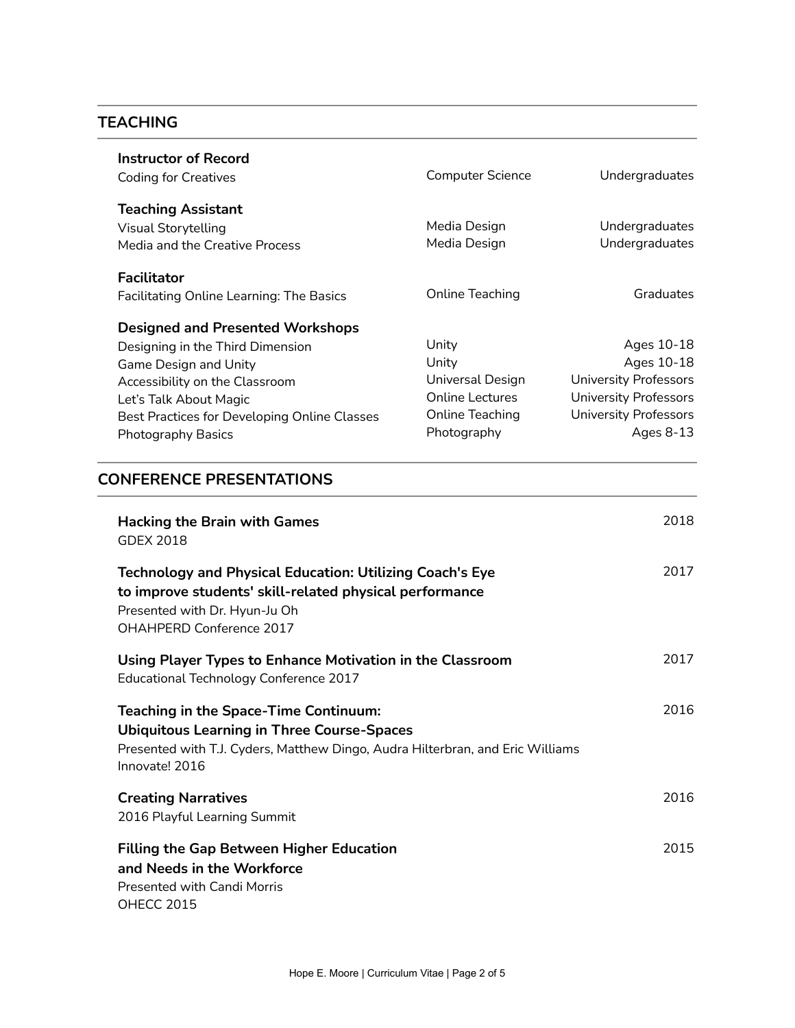## TEACHING

| | | |
|---|---|---|
| **Instructor of Record** | | |
| Coding for Creatives | Computer Science | Undergraduates |
| **Teaching Assistant** | | |
| Visual Storytelling | Media Design | Undergraduates |
| Media and the Creative Process | Media Design | Undergraduates |
| **Facilitator** | | |
| Facilitating Online Learning: The Basics | Online Teaching | Graduates |
| **Designed and Presented Workshops** | | |
| Designing in the Third Dimension | Unity | Ages 10-18 |
| Game Design and Unity | Unity | Ages 10-18 |
| Accessibility on the Classroom | Universal Design | University Professors |
| Let's Talk About Magic | Online Lectures | University Professors |
| Best Practices for Developing Online Classes | Online Teaching | University Professors |
| Photography Basics | Photography | Ages 8-13 |

## CONFERENCE PRESENTATIONS

**Hacking the Brain with Games** — 2018
GDEX 2018

**Technology and Physical Education: Utilizing Coach's Eye to improve students' skill-related physical performance** — 2017
Presented with Dr. Hyun-Ju Oh
OHAHPERD Conference 2017

**Using Player Types to Enhance Motivation in the Classroom** — 2017
Educational Technology Conference 2017

**Teaching in the Space-Time Continuum: Ubiquitous Learning in Three Course-Spaces** — 2016
Presented with T.J. Cyders, Matthew Dingo, Audra Hilterbran, and Eric Williams
Innovate! 2016

**Creating Narratives** — 2016
2016 Playful Learning Summit

**Filling the Gap Between Higher Education and Needs in the Workforce** — 2015
Presented with Candi Morris
OHECC 2015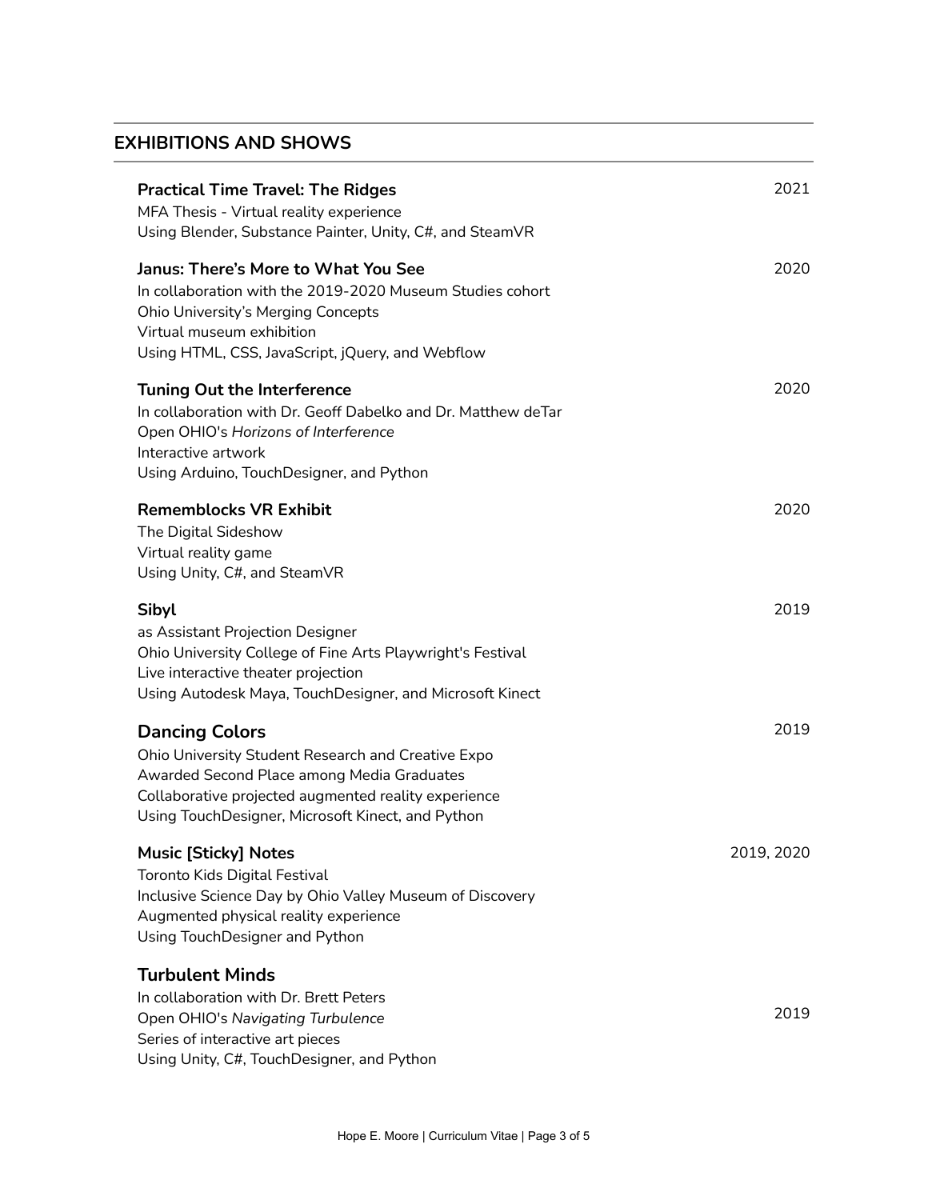## EXHIBITIONS AND SHOWS

**Practical Time Travel: The Ridges** — 2021
MFA Thesis - Virtual reality experience
Using Blender, Substance Painter, Unity, C#, and SteamVR

**Janus: There's More to What You See** — 2020
In collaboration with the 2019-2020 Museum Studies cohort
Ohio University's Merging Concepts
Virtual museum exhibition
Using HTML, CSS, JavaScript, jQuery, and Webflow

**Tuning Out the Interference** — 2020
In collaboration with Dr. Geoff Dabelko and Dr. Matthew deTar
Open OHIO's *Horizons of Interference*
Interactive artwork
Using Arduino, TouchDesigner, and Python

**Rememblocks VR Exhibit** — 2020
The Digital Sideshow
Virtual reality game
Using Unity, C#, and SteamVR

**Sibyl** — 2019
as Assistant Projection Designer
Ohio University College of Fine Arts Playwright's Festival
Live interactive theater projection
Using Autodesk Maya, TouchDesigner, and Microsoft Kinect

**Dancing Colors** — 2019
Ohio University Student Research and Creative Expo
Awarded Second Place among Media Graduates
Collaborative projected augmented reality experience
Using TouchDesigner, Microsoft Kinect, and Python

**Music [Sticky] Notes** — 2019, 2020
Toronto Kids Digital Festival
Inclusive Science Day by Ohio Valley Museum of Discovery
Augmented physical reality experience
Using TouchDesigner and Python

**Turbulent Minds** — 2019
In collaboration with Dr. Brett Peters
Open OHIO's *Navigating Turbulence*
Series of interactive art pieces
Using Unity, C#, TouchDesigner, and Python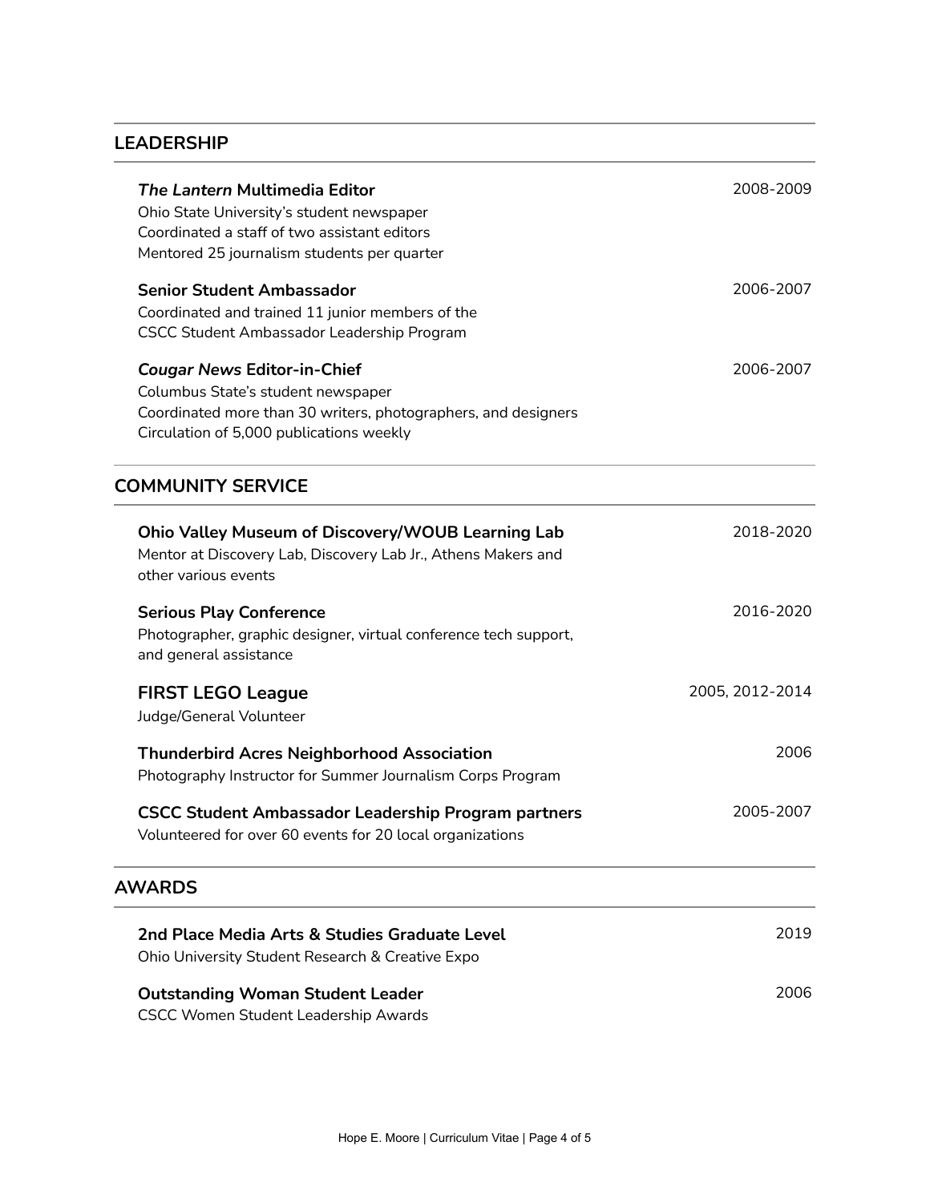## LEADERSHIP

***The Lantern* Multimedia Editor** — 2008-2009
Ohio State University's student newspaper
Coordinated a staff of two assistant editors
Mentored 25 journalism students per quarter

**Senior Student Ambassador** — 2006-2007
Coordinated and trained 11 junior members of the
CSCC Student Ambassador Leadership Program

***Cougar News* Editor-in-Chief** — 2006-2007
Columbus State's student newspaper
Coordinated more than 30 writers, photographers, and designers
Circulation of 5,000 publications weekly

## COMMUNITY SERVICE

**Ohio Valley Museum of Discovery/WOUB Learning Lab** — 2018-2020
Mentor at Discovery Lab, Discovery Lab Jr., Athens Makers and other various events

**Serious Play Conference** — 2016-2020
Photographer, graphic designer, virtual conference tech support, and general assistance

**FIRST LEGO League** — 2005, 2012-2014
Judge/General Volunteer

**Thunderbird Acres Neighborhood Association** — 2006
Photography Instructor for Summer Journalism Corps Program

**CSCC Student Ambassador Leadership Program partners** — 2005-2007
Volunteered for over 60 events for 20 local organizations

## AWARDS

**2nd Place Media Arts & Studies Graduate Level** — 2019
Ohio University Student Research & Creative Expo

**Outstanding Woman Student Leader** — 2006
CSCC Women Student Leadership Awards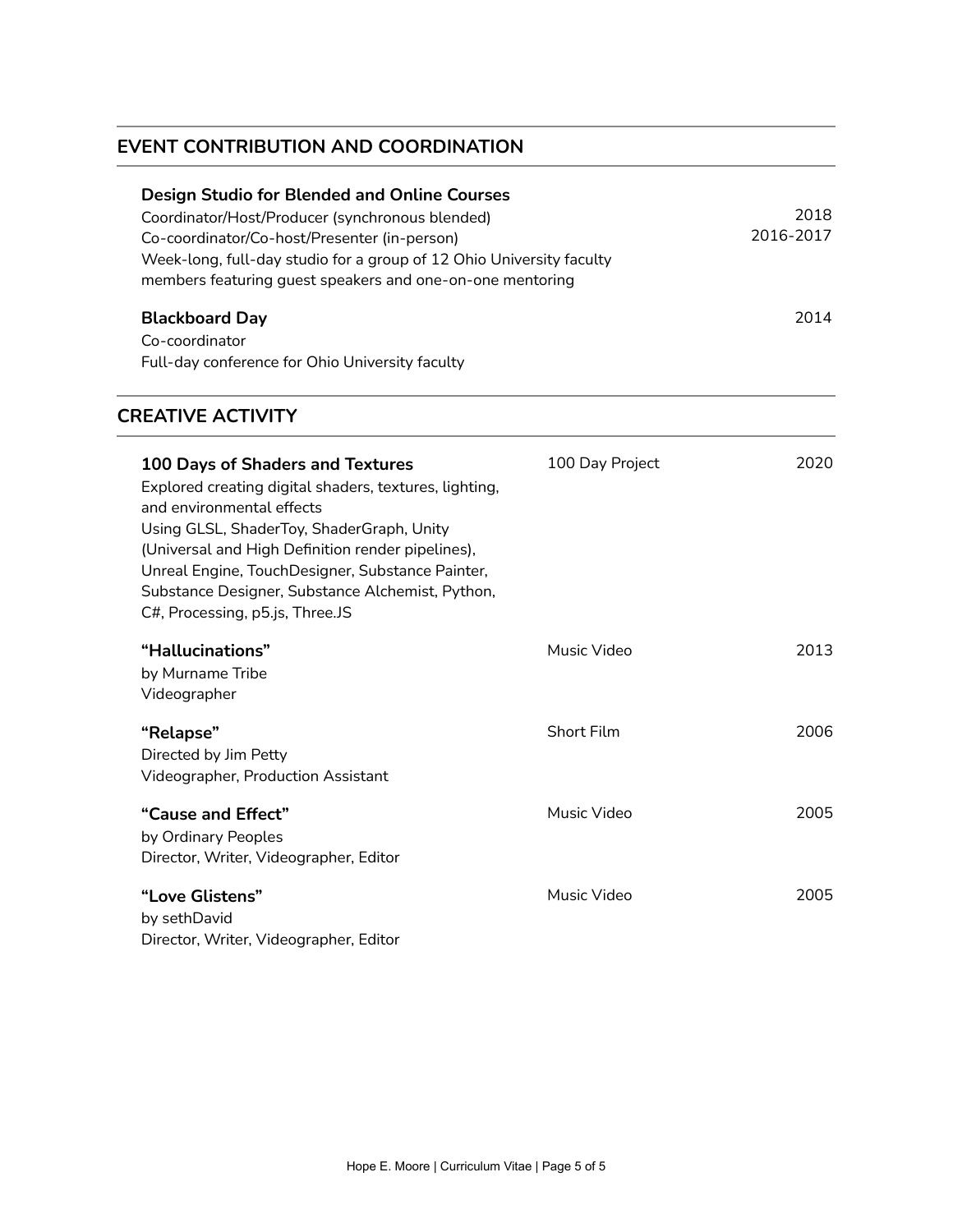## EVENT CONTRIBUTION AND COORDINATION

**Design Studio for Blended and Online Courses**
Coordinator/Host/Producer (synchronous blended) — 2018
Co-coordinator/Co-host/Presenter (in-person) — 2016-2017
Week-long, full-day studio for a group of 12 Ohio University faculty members featuring guest speakers and one-on-one mentoring

**Blackboard Day** — 2014
Co-coordinator
Full-day conference for Ohio University faculty

## CREATIVE ACTIVITY

**100 Days of Shaders and Textures** — 100 Day Project — 2020
Explored creating digital shaders, textures, lighting, and environmental effects
Using GLSL, ShaderToy, ShaderGraph, Unity (Universal and High Definition render pipelines), Unreal Engine, TouchDesigner, Substance Painter, Substance Designer, Substance Alchemist, Python, C#, Processing, p5.js, Three.JS

**"Hallucinations"** — Music Video — 2013
by Murname Tribe
Videographer

**"Relapse"** — Short Film — 2006
Directed by Jim Petty
Videographer, Production Assistant

**"Cause and Effect"** — Music Video — 2005
by Ordinary Peoples
Director, Writer, Videographer, Editor

**"Love Glistens"** — Music Video — 2005
by sethDavid
Director, Writer, Videographer, Editor